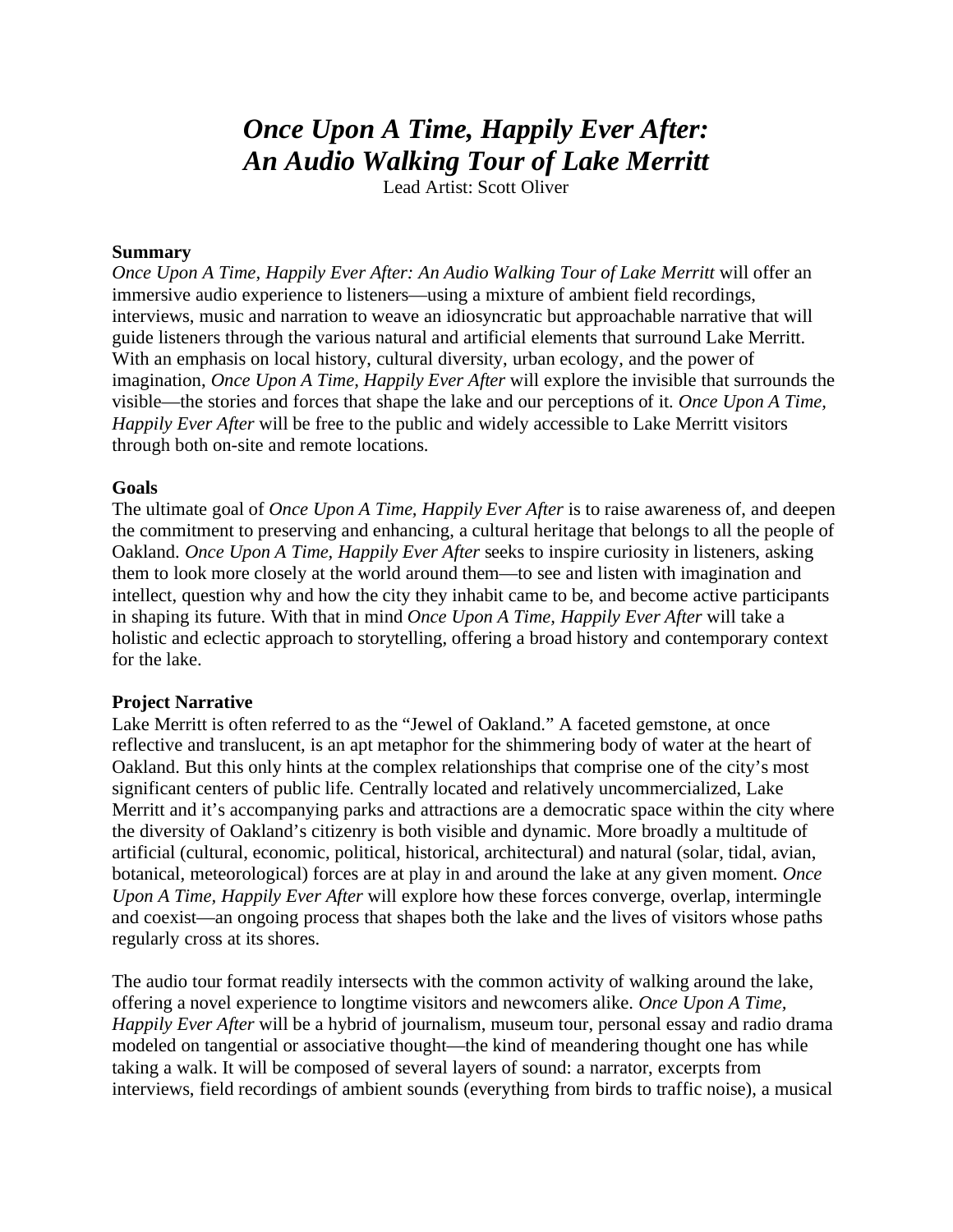# *Once Upon A Time, Happily Ever After: An Audio Walking Tour of Lake Merritt*

Lead Artist: Scott Oliver

**Summary**

*Once Upon A Time, Happily Ever After: An Audio Walking Tour of Lake Merritt* will offer an immersive audio experience to listeners—using a mixture of ambient field recordings, interviews, music and narration to weave an idiosyncratic but approachable narrative that will guide listeners through the various natural and artificial elements that surround Lake Merritt. With an emphasis on local history, cultural diversity, urban ecology, and the power of imagination, *Once Upon A Time, Happily Ever After* will explore the invisible that surrounds the visible—the stories and forces that shape the lake and our perceptions of it. *Once Upon A Time, Happily Ever After* will be free to the public and widely accessible to Lake Merritt visitors through both on-site and remote locations.

**Goals**

The ultimate goal of *Once Upon A Time, Happily Ever After* is to raise awareness of, and deepen the commitment to preserving and enhancing, a cultural heritage that belongs to all the people of Oakland. *Once Upon A Time, Happily Ever After* seeks to inspire curiosity in listeners, asking them to look more closely at the world around them—to see and listen with imagination and intellect, question why and how the city they inhabit came to be, and become active participants in shaping its future. With that in mind *Once Upon A Time, Happily Ever After* will take a holistic and eclectic approach to storytelling, offering a broad history and contemporary context for the lake.

**Project Narrative**

Lake Merritt is often referred to as the "Jewel of Oakland." A faceted gemstone, at once reflective and translucent, is an apt metaphor for the shimmering body of water at the heart of Oakland. But this only hints at the complex relationships that comprise one of the city's most significant centers of public life. Centrally located and relatively uncommercialized, Lake Merritt and it's accompanying parks and attractions are a democratic space within the city where the diversity of Oakland's citizenry is both visible and dynamic. More broadly a multitude of artificial (cultural, economic, political, historical, architectural) and natural (solar, tidal, avian, botanical, meteorological) forces are at play in and around the lake at any given moment. *Once Upon A Time, Happily Ever After* will explore how these forces converge, overlap, intermingle and coexist—an ongoing process that shapes both the lake and the lives of visitors whose paths regularly cross at its shores.

The audio tour format readily intersects with the common activity of walking around the lake, offering a novel experience to longtime visitors and newcomers alike. *Once Upon A Time, Happily Ever After* will be a hybrid of journalism, museum tour, personal essay and radio drama modeled on tangential or associative thought—the kind of meandering thought one has while taking a walk. It will be composed of several layers of sound: a narrator, excerpts from interviews, field recordings of ambient sounds (everything from birds to traffic noise), a musical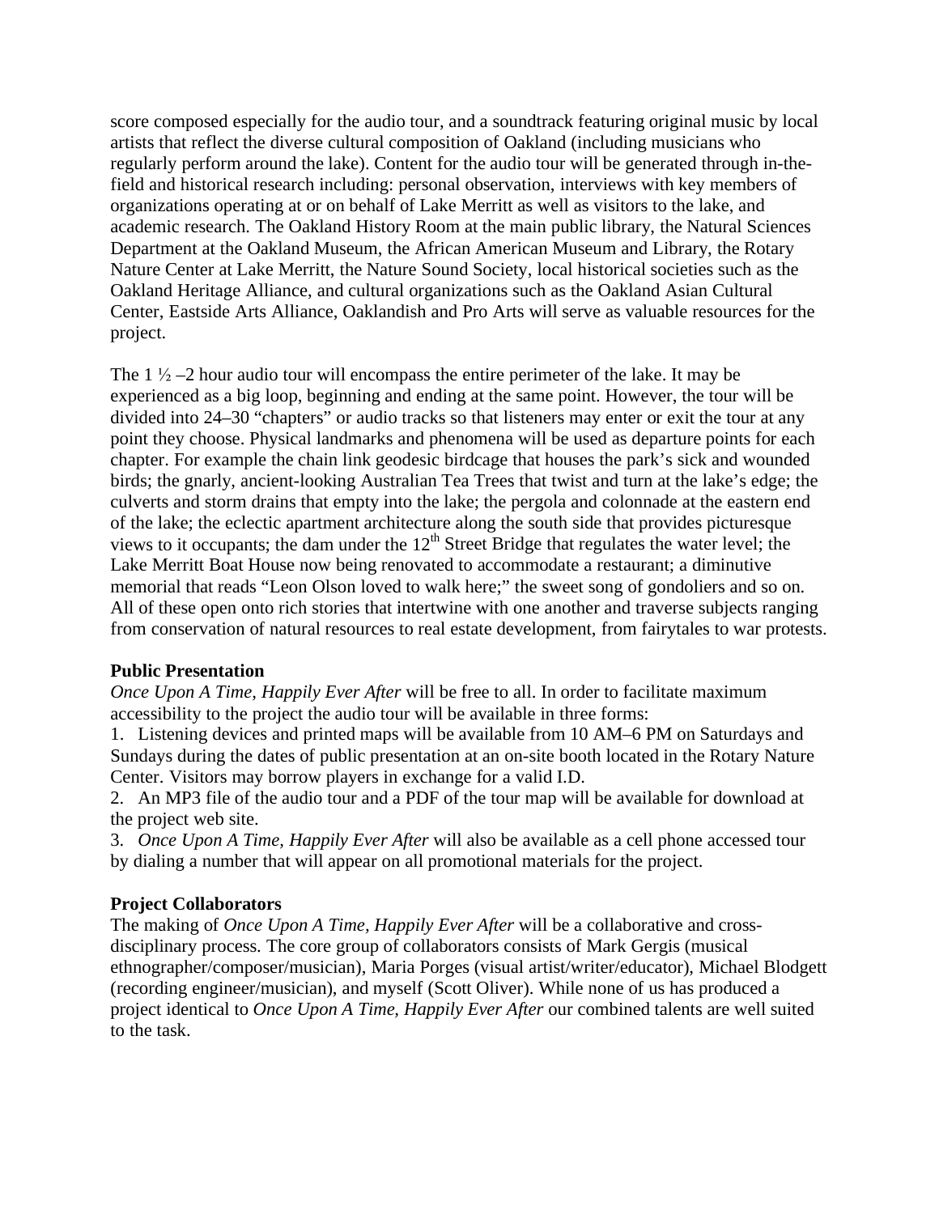score composed especially for the audio tour, and a soundtrack featuring original music by local artists that reflect the diverse cultural composition of Oakland (including musicians who regularly perform around the lake). Content for the audio tour will be generated through in-the-field and historical research including: personal observation, interviews with key members of organizations operating at or on behalf of Lake Merritt as well as visitors to the lake, and academic research. The Oakland History Room at the main public library, the Natural Sciences Department at the Oakland Museum, the African American Museum and Library, the Rotary Nature Center at Lake Merritt, the Nature Sound Society, local historical societies such as the Oakland Heritage Alliance, and cultural organizations such as the Oakland Asian Cultural Center, Eastside Arts Alliance, Oaklandish and Pro Arts will serve as valuable resources for the project.

The 1 ½ –2 hour audio tour will encompass the entire perimeter of the lake. It may be experienced as a big loop, beginning and ending at the same point. However, the tour will be divided into 24–30 "chapters" or audio tracks so that listeners may enter or exit the tour at any point they choose. Physical landmarks and phenomena will be used as departure points for each chapter. For example the chain link geodesic birdcage that houses the park's sick and wounded birds; the gnarly, ancient-looking Australian Tea Trees that twist and turn at the lake's edge; the culverts and storm drains that empty into the lake; the pergola and colonnade at the eastern end of the lake; the eclectic apartment architecture along the south side that provides picturesque views to it occupants; the dam under the 12th Street Bridge that regulates the water level; the Lake Merritt Boat House now being renovated to accommodate a restaurant; a diminutive memorial that reads "Leon Olson loved to walk here;" the sweet song of gondoliers and so on. All of these open onto rich stories that intertwine with one another and traverse subjects ranging from conservation of natural resources to real estate development, from fairytales to war protests.

**Public Presentation**

*Once Upon A Time, Happily Ever After* will be free to all. In order to facilitate maximum accessibility to the project the audio tour will be available in three forms:

1. Listening devices and printed maps will be available from 10 AM–6 PM on Saturdays and Sundays during the dates of public presentation at an on-site booth located in the Rotary Nature Center. Visitors may borrow players in exchange for a valid I.D.
2. An MP3 file of the audio tour and a PDF of the tour map will be available for download at the project web site.
3. *Once Upon A Time, Happily Ever After* will also be available as a cell phone accessed tour by dialing a number that will appear on all promotional materials for the project.

**Project Collaborators**

The making of *Once Upon A Time, Happily Ever After* will be a collaborative and cross-disciplinary process. The core group of collaborators consists of Mark Gergis (musical ethnographer/composer/musician), Maria Porges (visual artist/writer/educator), Michael Blodgett (recording engineer/musician), and myself (Scott Oliver). While none of us has produced a project identical to *Once Upon A Time, Happily Ever After* our combined talents are well suited to the task.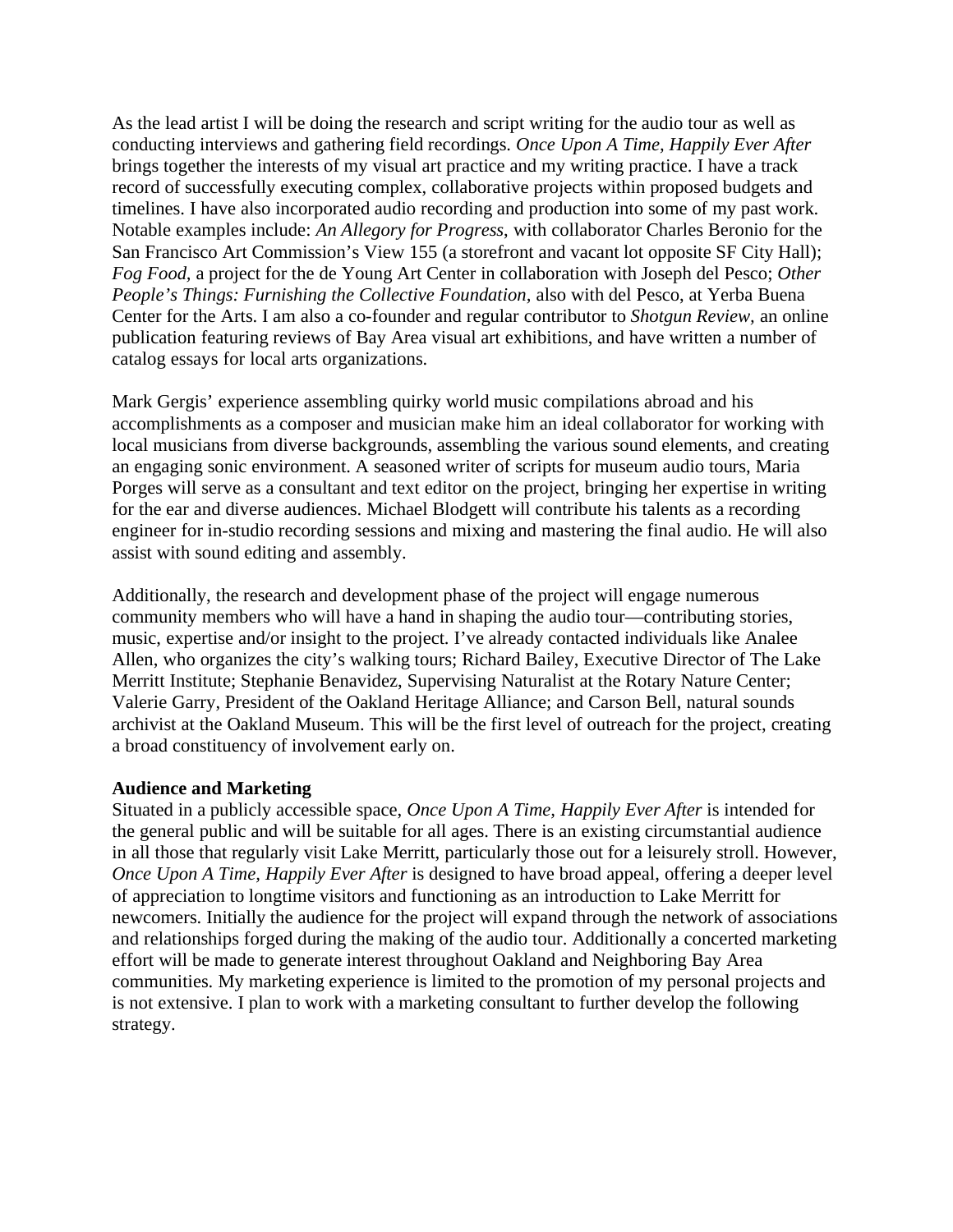As the lead artist I will be doing the research and script writing for the audio tour as well as conducting interviews and gathering field recordings. *Once Upon A Time, Happily Ever After* brings together the interests of my visual art practice and my writing practice. I have a track record of successfully executing complex, collaborative projects within proposed budgets and timelines. I have also incorporated audio recording and production into some of my past work. Notable examples include: *An Allegory for Progress*, with collaborator Charles Beronio for the San Francisco Art Commission's View 155 (a storefront and vacant lot opposite SF City Hall); *Fog Food*, a project for the de Young Art Center in collaboration with Joseph del Pesco; *Other People's Things: Furnishing the Collective Foundation*, also with del Pesco, at Yerba Buena Center for the Arts. I am also a co-founder and regular contributor to *Shotgun Review*, an online publication featuring reviews of Bay Area visual art exhibitions, and have written a number of catalog essays for local arts organizations.

Mark Gergis' experience assembling quirky world music compilations abroad and his accomplishments as a composer and musician make him an ideal collaborator for working with local musicians from diverse backgrounds, assembling the various sound elements, and creating an engaging sonic environment. A seasoned writer of scripts for museum audio tours, Maria Porges will serve as a consultant and text editor on the project, bringing her expertise in writing for the ear and diverse audiences. Michael Blodgett will contribute his talents as a recording engineer for in-studio recording sessions and mixing and mastering the final audio. He will also assist with sound editing and assembly.

Additionally, the research and development phase of the project will engage numerous community members who will have a hand in shaping the audio tour—contributing stories, music, expertise and/or insight to the project. I've already contacted individuals like Analee Allen, who organizes the city's walking tours; Richard Bailey, Executive Director of The Lake Merritt Institute; Stephanie Benavidez, Supervising Naturalist at the Rotary Nature Center; Valerie Garry, President of the Oakland Heritage Alliance; and Carson Bell, natural sounds archivist at the Oakland Museum. This will be the first level of outreach for the project, creating a broad constituency of involvement early on.

**Audience and Marketing**

Situated in a publicly accessible space, *Once Upon A Time, Happily Ever After* is intended for the general public and will be suitable for all ages. There is an existing circumstantial audience in all those that regularly visit Lake Merritt, particularly those out for a leisurely stroll. However, *Once Upon A Time, Happily Ever After* is designed to have broad appeal, offering a deeper level of appreciation to longtime visitors and functioning as an introduction to Lake Merritt for newcomers. Initially the audience for the project will expand through the network of associations and relationships forged during the making of the audio tour. Additionally a concerted marketing effort will be made to generate interest throughout Oakland and Neighboring Bay Area communities. My marketing experience is limited to the promotion of my personal projects and is not extensive. I plan to work with a marketing consultant to further develop the following strategy.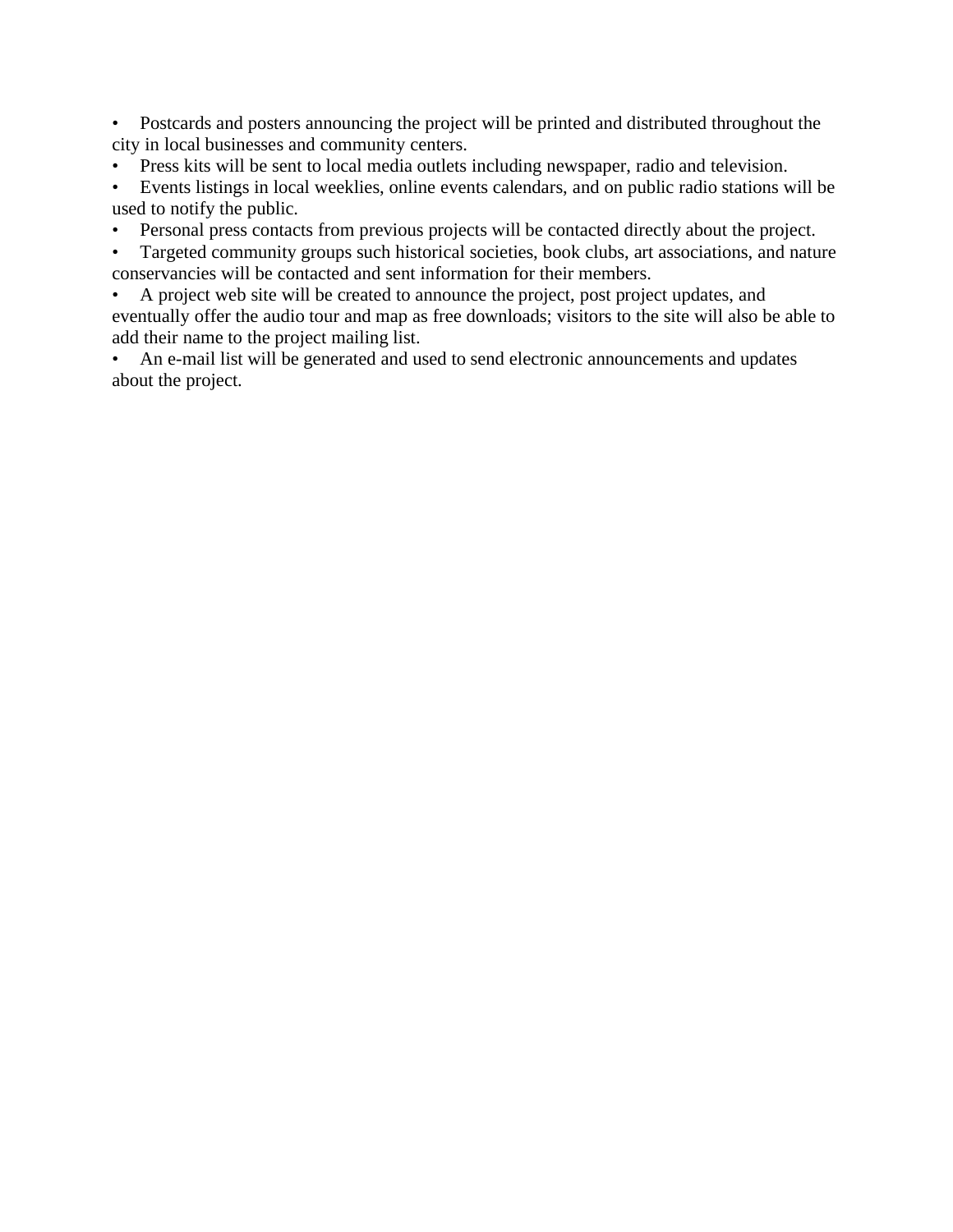- Postcards and posters announcing the project will be printed and distributed throughout the city in local businesses and community centers.
- Press kits will be sent to local media outlets including newspaper, radio and television.
- Events listings in local weeklies, online events calendars, and on public radio stations will be used to notify the public.
- Personal press contacts from previous projects will be contacted directly about the project.
- Targeted community groups such historical societies, book clubs, art associations, and nature conservancies will be contacted and sent information for their members.
- A project web site will be created to announce the project, post project updates, and eventually offer the audio tour and map as free downloads; visitors to the site will also be able to add their name to the project mailing list.
- An e-mail list will be generated and used to send electronic announcements and updates about the project.